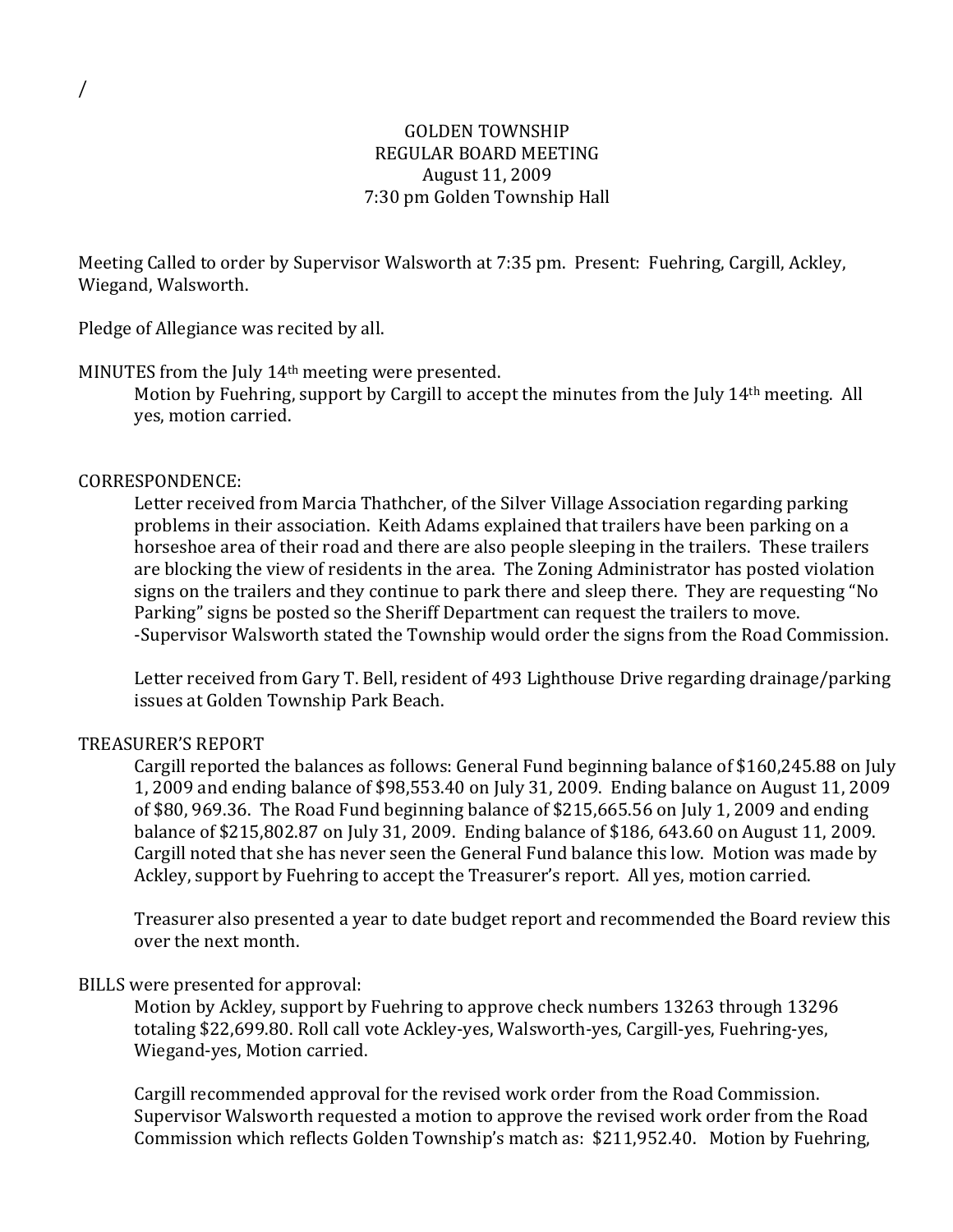/

# GOLDEN TOWNSHIP
## REGULAR BOARD MEETING
August 11, 2009
7:30 pm Golden Township Hall

Meeting Called to order by Supervisor Walsworth at 7:35 pm. Present: Fuehring, Cargill, Ackley, Wiegand, Walsworth.

Pledge of Allegiance was recited by all.

MINUTES from the July 14th meeting were presented.

Motion by Fuehring, support by Cargill to accept the minutes from the July 14th meeting. All yes, motion carried.

CORRESPONDENCE:

Letter received from Marcia Thathcher, of the Silver Village Association regarding parking problems in their association. Keith Adams explained that trailers have been parking on a horseshoe area of their road and there are also people sleeping in the trailers. These trailers are blocking the view of residents in the area. The Zoning Administrator has posted violation signs on the trailers and they continue to park there and sleep there. They are requesting "No Parking" signs be posted so the Sheriff Department can request the trailers to move.
-Supervisor Walsworth stated the Township would order the signs from the Road Commission.

Letter received from Gary T. Bell, resident of 493 Lighthouse Drive regarding drainage/parking issues at Golden Township Park Beach.

TREASURER'S REPORT

Cargill reported the balances as follows: General Fund beginning balance of $160,245.88 on July 1, 2009 and ending balance of $98,553.40 on July 31, 2009. Ending balance on August 11, 2009 of $80, 969.36. The Road Fund beginning balance of $215,665.56 on July 1, 2009 and ending balance of $215,802.87 on July 31, 2009. Ending balance of $186, 643.60 on August 11, 2009. Cargill noted that she has never seen the General Fund balance this low. Motion was made by Ackley, support by Fuehring to accept the Treasurer's report. All yes, motion carried.

Treasurer also presented a year to date budget report and recommended the Board review this over the next month.

BILLS were presented for approval:

Motion by Ackley, support by Fuehring to approve check numbers 13263 through 13296 totaling $22,699.80. Roll call vote Ackley-yes, Walsworth-yes, Cargill-yes, Fuehring-yes, Wiegand-yes, Motion carried.

Cargill recommended approval for the revised work order from the Road Commission. Supervisor Walsworth requested a motion to approve the revised work order from the Road Commission which reflects Golden Township's match as: $211,952.40. Motion by Fuehring,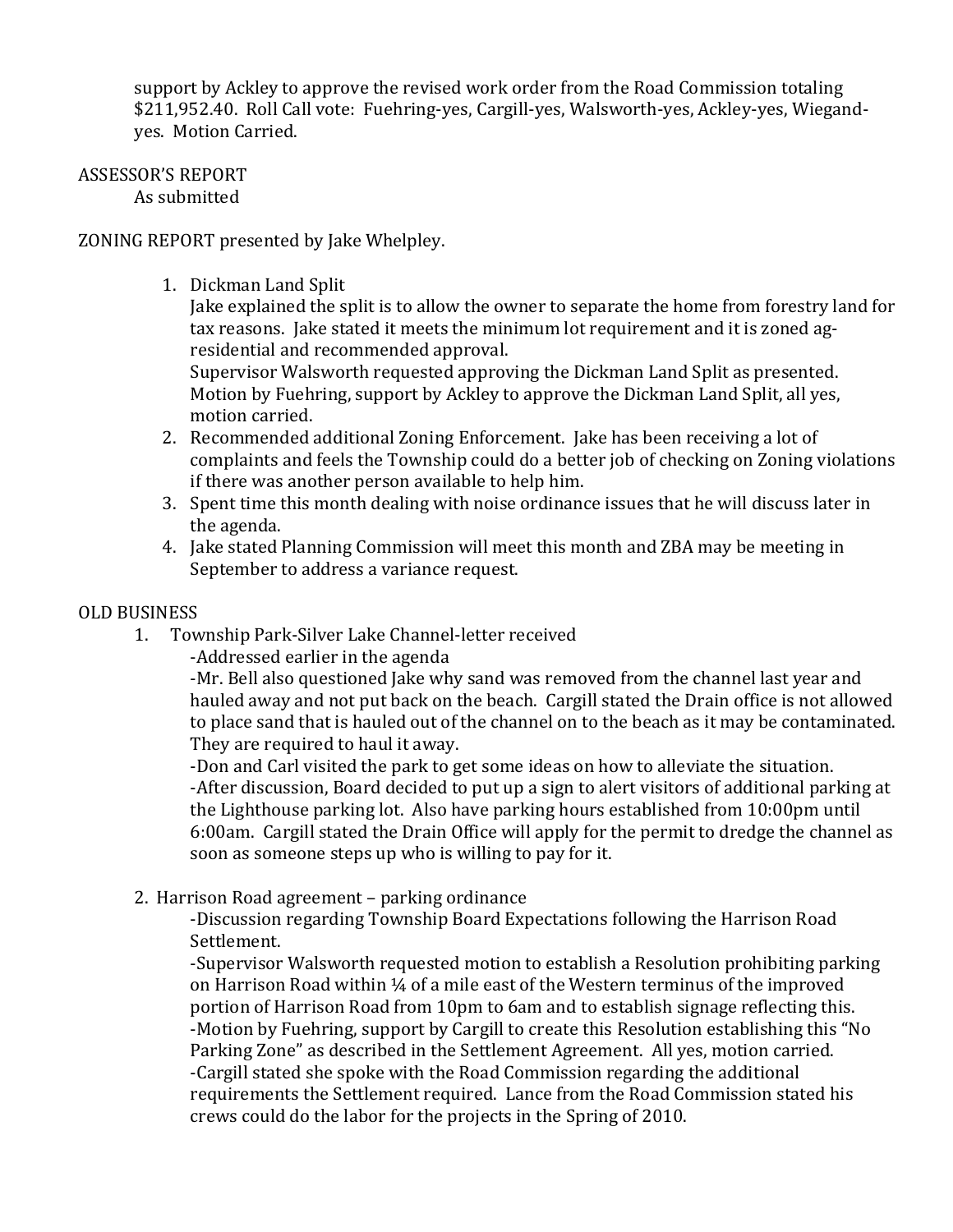support by Ackley to approve the revised work order from the Road Commission totaling $211,952.40. Roll Call vote: Fuehring-yes, Cargill-yes, Walsworth-yes, Ackley-yes, Wiegand-yes. Motion Carried.

ASSESSOR'S REPORT

As submitted

ZONING REPORT presented by Jake Whelpley.

1. Dickman Land Split
   Jake explained the split is to allow the owner to separate the home from forestry land for tax reasons. Jake stated it meets the minimum lot requirement and it is zoned ag-residential and recommended approval.
   Supervisor Walsworth requested approving the Dickman Land Split as presented. Motion by Fuehring, support by Ackley to approve the Dickman Land Split, all yes, motion carried.
2. Recommended additional Zoning Enforcement. Jake has been receiving a lot of complaints and feels the Township could do a better job of checking on Zoning violations if there was another person available to help him.
3. Spent time this month dealing with noise ordinance issues that he will discuss later in the agenda.
4. Jake stated Planning Commission will meet this month and ZBA may be meeting in September to address a variance request.

OLD BUSINESS

1. Township Park-Silver Lake Channel-letter received
   -Addressed earlier in the agenda
   -Mr. Bell also questioned Jake why sand was removed from the channel last year and hauled away and not put back on the beach. Cargill stated the Drain office is not allowed to place sand that is hauled out of the channel on to the beach as it may be contaminated. They are required to haul it away.
   -Don and Carl visited the park to get some ideas on how to alleviate the situation.
   -After discussion, Board decided to put up a sign to alert visitors of additional parking at the Lighthouse parking lot. Also have parking hours established from 10:00pm until 6:00am. Cargill stated the Drain Office will apply for the permit to dredge the channel as soon as someone steps up who is willing to pay for it.

2. Harrison Road agreement – parking ordinance
   -Discussion regarding Township Board Expectations following the Harrison Road Settlement.
   -Supervisor Walsworth requested motion to establish a Resolution prohibiting parking on Harrison Road within ¼ of a mile east of the Western terminus of the improved portion of Harrison Road from 10pm to 6am and to establish signage reflecting this.
   -Motion by Fuehring, support by Cargill to create this Resolution establishing this "No Parking Zone" as described in the Settlement Agreement. All yes, motion carried.
   -Cargill stated she spoke with the Road Commission regarding the additional requirements the Settlement required. Lance from the Road Commission stated his crews could do the labor for the projects in the Spring of 2010.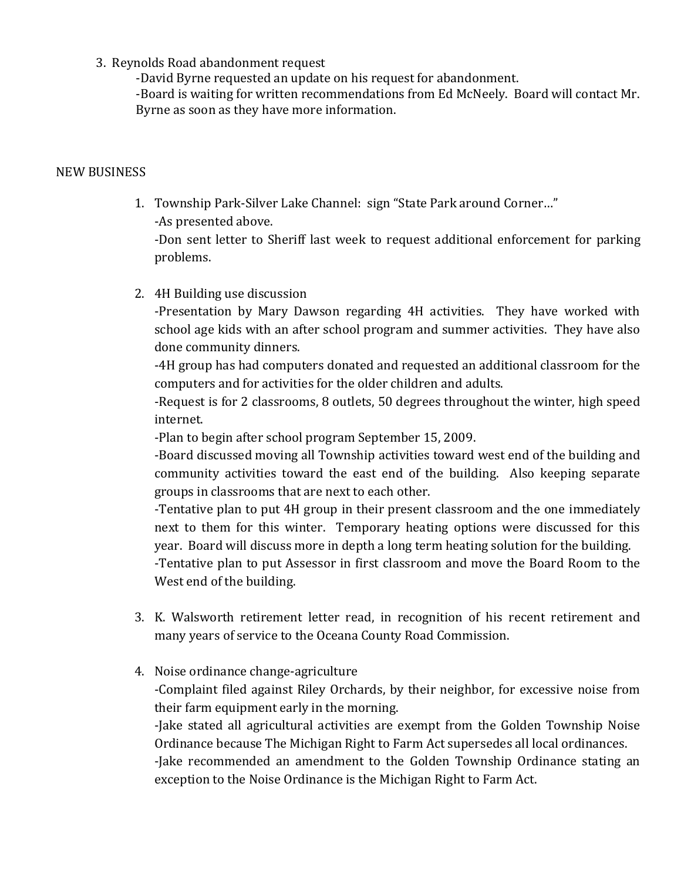3. Reynolds Road abandonment request
   -David Byrne requested an update on his request for abandonment.
   -Board is waiting for written recommendations from Ed McNeely. Board will contact Mr. Byrne as soon as they have more information.

NEW BUSINESS

1. Township Park-Silver Lake Channel: sign "State Park around Corner…"
   -As presented above.
   -Don sent letter to Sheriff last week to request additional enforcement for parking problems.

2. 4H Building use discussion
   -Presentation by Mary Dawson regarding 4H activities. They have worked with school age kids with an after school program and summer activities. They have also done community dinners.
   -4H group has had computers donated and requested an additional classroom for the computers and for activities for the older children and adults.
   -Request is for 2 classrooms, 8 outlets, 50 degrees throughout the winter, high speed internet.
   -Plan to begin after school program September 15, 2009.
   -Board discussed moving all Township activities toward west end of the building and community activities toward the east end of the building. Also keeping separate groups in classrooms that are next to each other.
   -Tentative plan to put 4H group in their present classroom and the one immediately next to them for this winter. Temporary heating options were discussed for this year. Board will discuss more in depth a long term heating solution for the building.
   -Tentative plan to put Assessor in first classroom and move the Board Room to the West end of the building.

3. K. Walsworth retirement letter read, in recognition of his recent retirement and many years of service to the Oceana County Road Commission.

4. Noise ordinance change-agriculture
   -Complaint filed against Riley Orchards, by their neighbor, for excessive noise from their farm equipment early in the morning.
   -Jake stated all agricultural activities are exempt from the Golden Township Noise Ordinance because The Michigan Right to Farm Act supersedes all local ordinances.
   -Jake recommended an amendment to the Golden Township Ordinance stating an exception to the Noise Ordinance is the Michigan Right to Farm Act.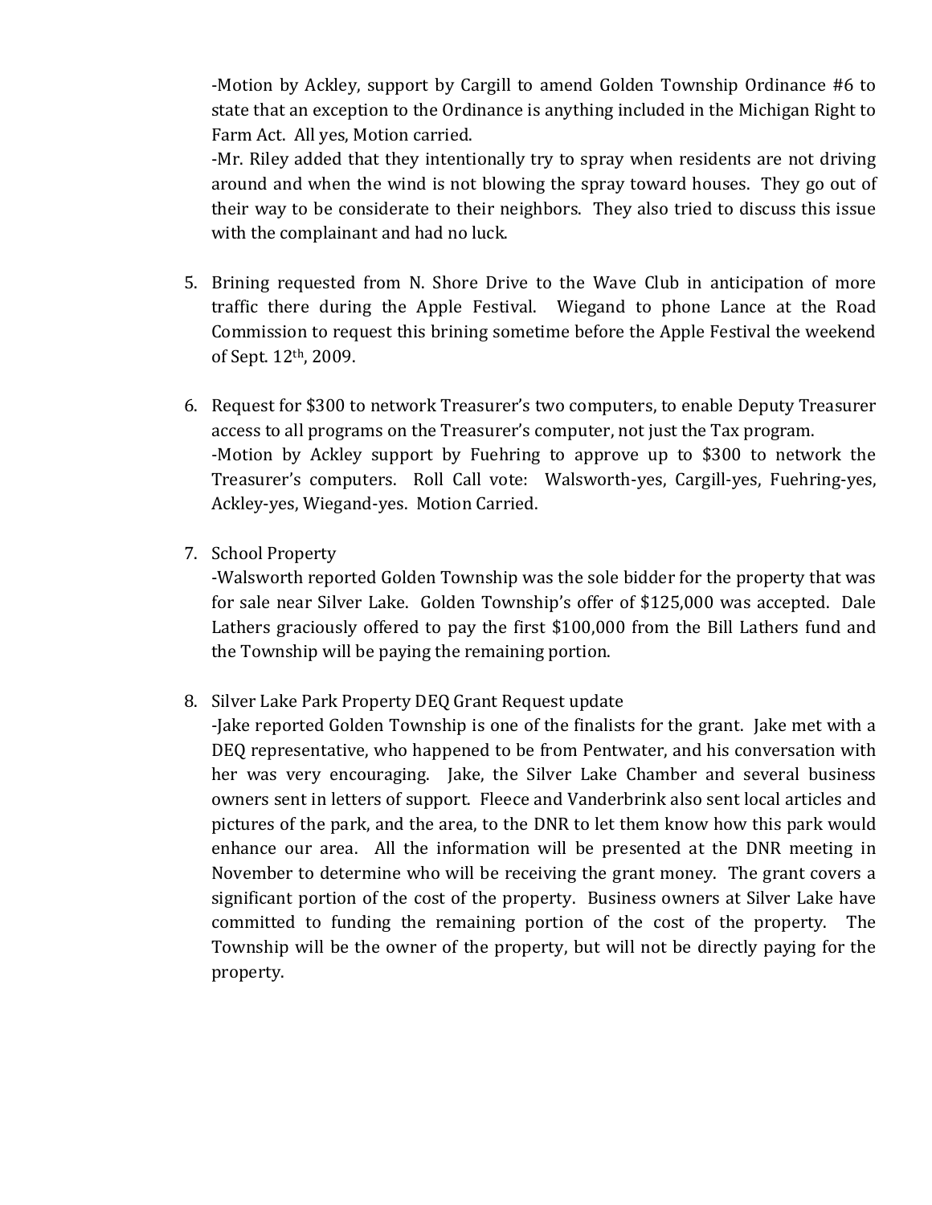-Motion by Ackley, support by Cargill to amend Golden Township Ordinance #6 to state that an exception to the Ordinance is anything included in the Michigan Right to Farm Act. All yes, Motion carried.
-Mr. Riley added that they intentionally try to spray when residents are not driving around and when the wind is not blowing the spray toward houses. They go out of their way to be considerate to their neighbors. They also tried to discuss this issue with the complainant and had no luck.

5. Brining requested from N. Shore Drive to the Wave Club in anticipation of more traffic there during the Apple Festival. Wiegand to phone Lance at the Road Commission to request this brining sometime before the Apple Festival the weekend of Sept. 12th, 2009.

6. Request for $300 to network Treasurer's two computers, to enable Deputy Treasurer access to all programs on the Treasurer's computer, not just the Tax program.
-Motion by Ackley support by Fuehring to approve up to $300 to network the Treasurer's computers. Roll Call vote: Walsworth-yes, Cargill-yes, Fuehring-yes, Ackley-yes, Wiegand-yes. Motion Carried.

7. School Property
-Walsworth reported Golden Township was the sole bidder for the property that was for sale near Silver Lake. Golden Township's offer of $125,000 was accepted. Dale Lathers graciously offered to pay the first $100,000 from the Bill Lathers fund and the Township will be paying the remaining portion.

8. Silver Lake Park Property DEQ Grant Request update
-Jake reported Golden Township is one of the finalists for the grant. Jake met with a DEQ representative, who happened to be from Pentwater, and his conversation with her was very encouraging. Jake, the Silver Lake Chamber and several business owners sent in letters of support. Fleece and Vanderbrink also sent local articles and pictures of the park, and the area, to the DNR to let them know how this park would enhance our area. All the information will be presented at the DNR meeting in November to determine who will be receiving the grant money. The grant covers a significant portion of the cost of the property. Business owners at Silver Lake have committed to funding the remaining portion of the cost of the property. The Township will be the owner of the property, but will not be directly paying for the property.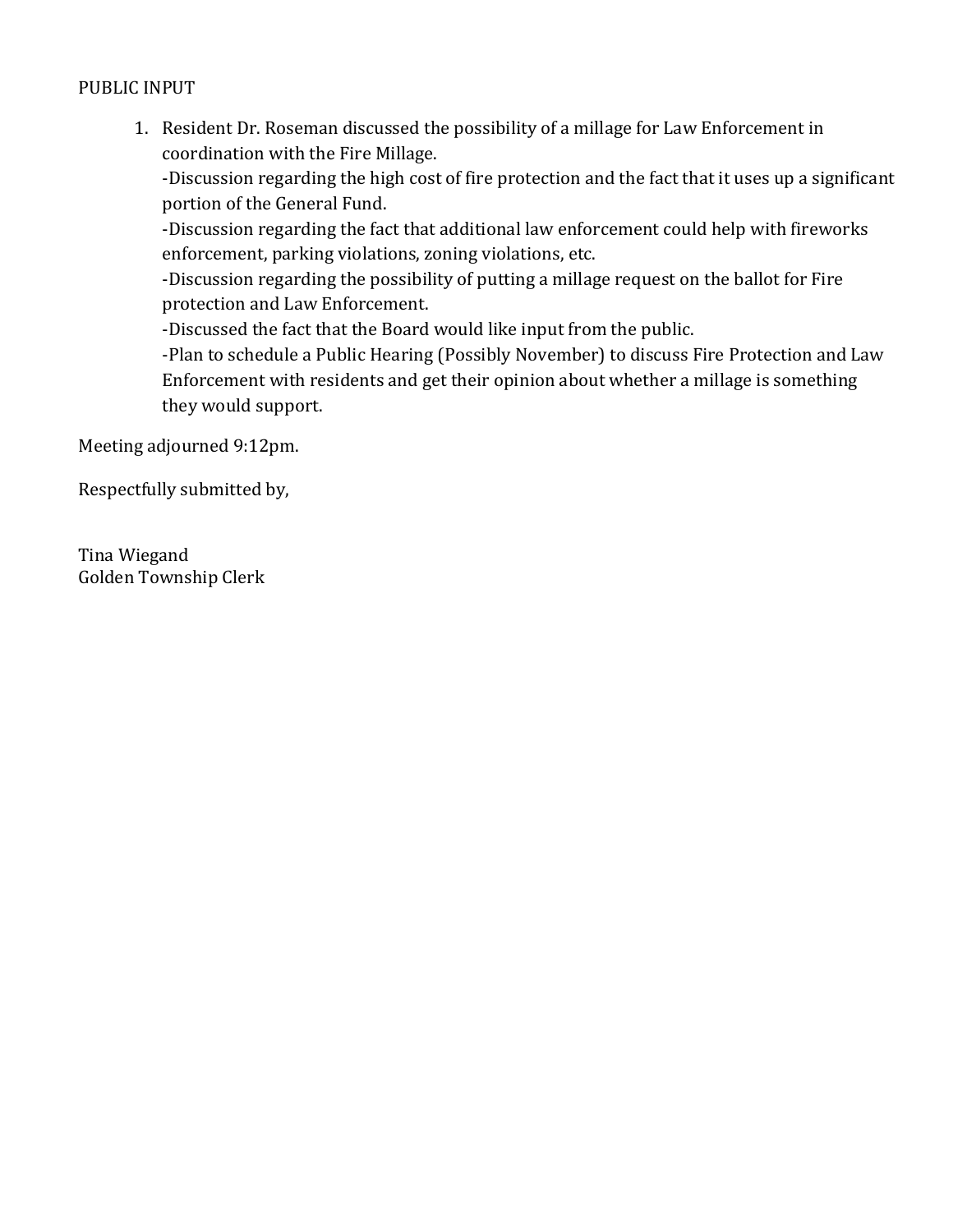PUBLIC INPUT

1. Resident Dr. Roseman discussed the possibility of a millage for Law Enforcement in coordination with the Fire Millage.
   -Discussion regarding the high cost of fire protection and the fact that it uses up a significant portion of the General Fund.
   -Discussion regarding the fact that additional law enforcement could help with fireworks enforcement, parking violations, zoning violations, etc.
   -Discussion regarding the possibility of putting a millage request on the ballot for Fire protection and Law Enforcement.
   -Discussed the fact that the Board would like input from the public.
   -Plan to schedule a Public Hearing (Possibly November) to discuss Fire Protection and Law Enforcement with residents and get their opinion about whether a millage is something they would support.

Meeting adjourned 9:12pm.

Respectfully submitted by,

Tina Wiegand
Golden Township Clerk